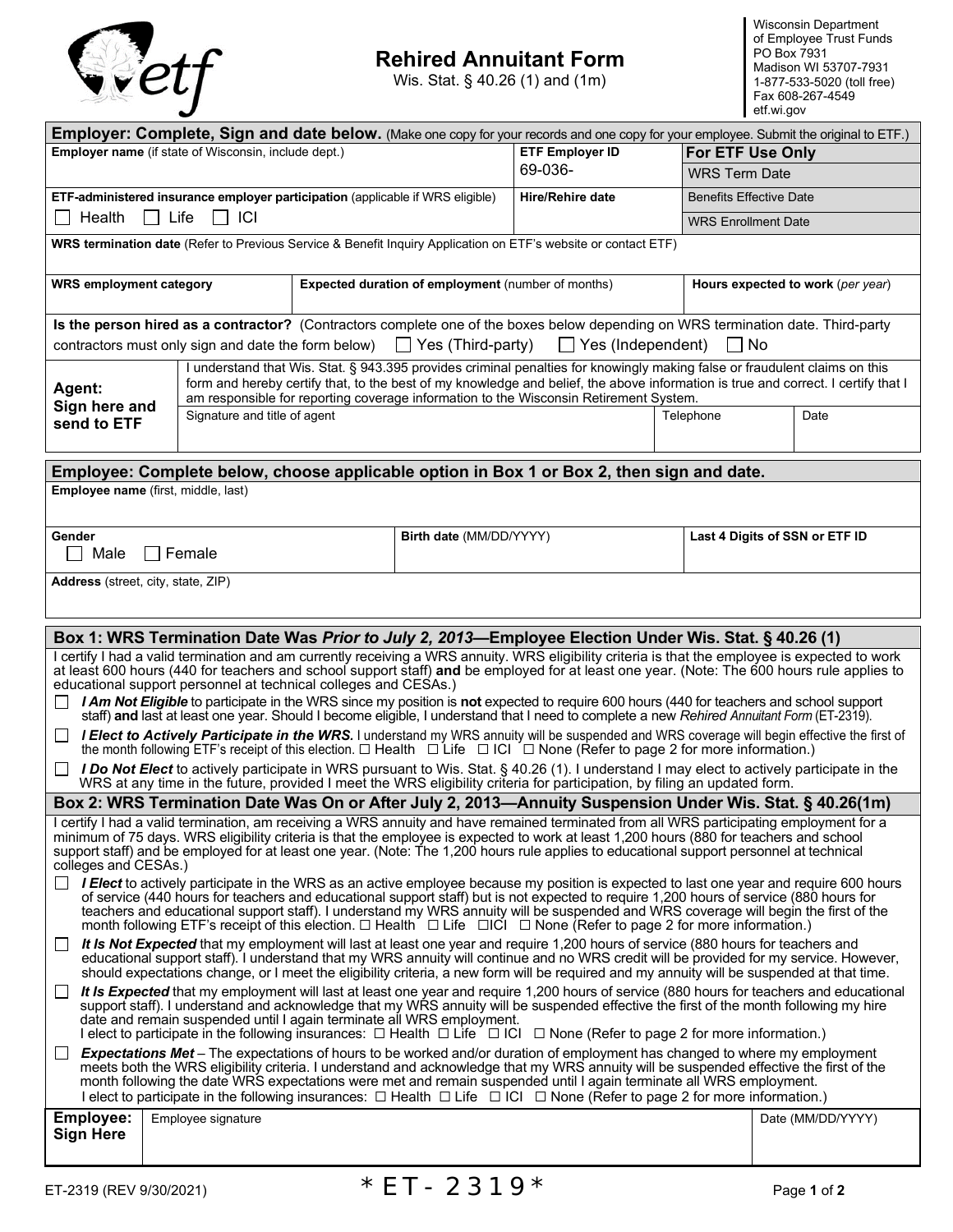# Rehired Annuitant Form

Wis. Stat. § 40.26 (1) and (1m)

Wisconsin Department of Employee Trust Funds
PO Box 7931
Madison WI 53707-7931
1-877-533-5020 (toll free)
Fax 608-267-4549
etf.wi.gov

## Employer: Complete, Sign and date below.

(Make one copy for your records and one copy for your employee. Submit the original to ETF.)

| Employer name (if state of Wisconsin, include dept.) | ETF Employer ID 69-036- | For ETF Use Only |
|---|---|---|
| | | WRS Term Date |
| ETF-administered insurance employer participation (applicable if WRS eligible) ☐ Health ☐ Life ☐ ICI | Hire/Rehire date | Benefits Effective Date |
| | | WRS Enrollment Date |

**WRS termination date** (Refer to Previous Service & Benefit Inquiry Application on ETF's website or contact ETF)

| WRS employment category | Expected duration of employment (number of months) | Hours expected to work (*per year*) |
|---|---|---|
| | | |

**Is the person hired as a contractor?** (Contractors complete one of the boxes below depending on WRS termination date. Third-party contractors must only sign and date the form below) ☐ Yes (Third-party) ☐ Yes (Independent) ☐ No

**Agent: Sign here and send to ETF**

I understand that Wis. Stat. § 943.395 provides criminal penalties for knowingly making false or fraudulent claims on this form and hereby certify that, to the best of my knowledge and belief, the above information is true and correct. I certify that I am responsible for reporting coverage information to the Wisconsin Retirement System.

| Signature and title of agent | Telephone | Date |
|---|---|---|
| | | |

## Employee: Complete below, choose applicable option in Box 1 or Box 2, then sign and date.

**Employee name** (first, middle, last)

| Gender | Birth date (MM/DD/YYYY) | Last 4 Digits of SSN or ETF ID |
|---|---|---|
| ☐ Male ☐ Female | | |

**Address** (street, city, state, ZIP)

### Box 1: WRS Termination Date Was *Prior to July 2, 2013*—Employee Election Under Wis. Stat. § 40.26 (1)

I certify I had a valid termination and am currently receiving a WRS annuity. WRS eligibility criteria is that the employee is expected to work at least 600 hours (440 for teachers and school support staff) **and** be employed for at least one year. (Note: The 600 hours rule applies to educational support personnel at technical colleges and CESAs.)

- ☐ ***I Am Not Eligible*** to participate in the WRS since my position is **not** expected to require 600 hours (440 for teachers and school support staff) **and** last at least one year. Should I become eligible, I understand that I need to complete a new *Rehired Annuitant Form* (ET-2319).
- ☐ ***I Elect to Actively Participate in the WRS.*** I understand my WRS annuity will be suspended and WRS coverage will begin effective the first of the month following ETF's receipt of this election. ☐ Health ☐ Life ☐ ICI ☐ None (Refer to page 2 for more information.)
- ☐ ***I Do Not Elect*** to actively participate in WRS pursuant to Wis. Stat. § 40.26 (1). I understand I may elect to actively participate in the WRS at any time in the future, provided I meet the WRS eligibility criteria for participation, by filing an updated form.

### Box 2: WRS Termination Date Was On or After July 2, 2013—Annuity Suspension Under Wis. Stat. § 40.26(1m)

I certify I had a valid termination, am receiving a WRS annuity and have remained terminated from all WRS participating employment for a minimum of 75 days. WRS eligibility criteria is that the employee is expected to work at least 1,200 hours (880 for teachers and school support staff) and be employed for at least one year. (Note: The 1,200 hours rule applies to educational support personnel at technical colleges and CESAs.)

- ☐ ***I Elect*** to actively participate in the WRS as an active employee because my position is expected to last one year and require 600 hours of service (440 hours for teachers and educational support staff) but is not expected to require 1,200 hours of service (880 hours for teachers and educational support staff). I understand my WRS annuity will be suspended and WRS coverage will begin the first of the month following ETF's receipt of this election. ☐ Health ☐ Life ☐ICI ☐ None (Refer to page 2 for more information.)
- ☐ ***It Is Not Expected*** that my employment will last at least one year and require 1,200 hours of service (880 hours for teachers and educational support staff). I understand that my WRS annuity will continue and no WRS credit will be provided for my service. However, should expectations change, or I meet the eligibility criteria, a new form will be required and my annuity will be suspended at that time.
- ☐ ***It Is Expected*** that my employment will last at least one year and require 1,200 hours of service (880 hours for teachers and educational support staff). I understand and acknowledge that my WRS annuity will be suspended effective the first of the month following my hire date and remain suspended until I again terminate all WRS employment.
  I elect to participate in the following insurances: ☐ Health ☐ Life ☐ ICI ☐ None (Refer to page 2 for more information.)
- ☐ ***Expectations Met*** – The expectations of hours to be worked and/or duration of employment has changed to where my employment meets both the WRS eligibility criteria. I understand and acknowledge that my WRS annuity will be suspended effective the first of the month following the date WRS expectations were met and remain suspended until I again terminate all WRS employment.
  I elect to participate in the following insurances: ☐ Health ☐ Life ☐ ICI ☐ None (Refer to page 2 for more information.)

**Employee: Sign Here**

| Employee signature | Date (MM/DD/YYYY) |
|---|---|
| | |

ET-2319 (REV 9/30/2021)

\*ET-2319\*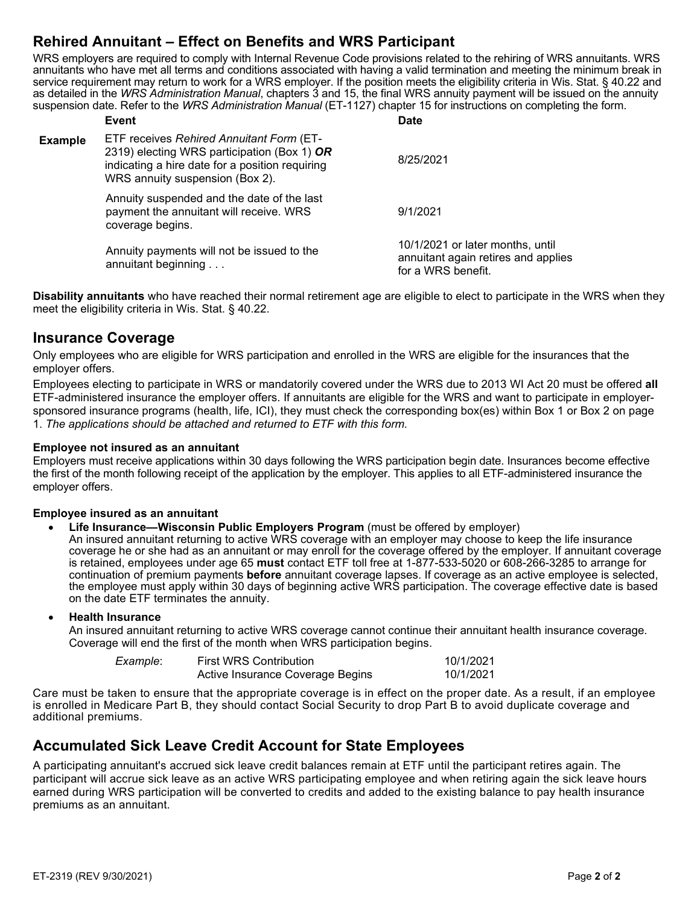## Rehired Annuitant – Effect on Benefits and WRS Participant

WRS employers are required to comply with Internal Revenue Code provisions related to the rehiring of WRS annuitants. WRS annuitants who have met all terms and conditions associated with having a valid termination and meeting the minimum break in service requirement may return to work for a WRS employer. If the position meets the eligibility criteria in Wis. Stat. § 40.22 and as detailed in the *WRS Administration Manual*, chapters 3 and 15, the final WRS annuity payment will be issued on the annuity suspension date. Refer to the *WRS Administration Manual* (ET-1127) chapter 15 for instructions on completing the form.

| | Event | Date |
|---|---|---|
| **Example** | ETF receives *Rehired Annuitant Form* (ET-2319) electing WRS participation (Box 1) ***OR*** indicating a hire date for a position requiring WRS annuity suspension (Box 2). | 8/25/2021 |
| | Annuity suspended and the date of the last payment the annuitant will receive. WRS coverage begins. | 9/1/2021 |
| | Annuity payments will not be issued to the annuitant beginning . . . | 10/1/2021 or later months, until annuitant again retires and applies for a WRS benefit. |

**Disability annuitants** who have reached their normal retirement age are eligible to elect to participate in the WRS when they meet the eligibility criteria in Wis. Stat. § 40.22.

## Insurance Coverage

Only employees who are eligible for WRS participation and enrolled in the WRS are eligible for the insurances that the employer offers.

Employees electing to participate in WRS or mandatorily covered under the WRS due to 2013 WI Act 20 must be offered **all** ETF-administered insurance the employer offers. If annuitants are eligible for the WRS and want to participate in employer-sponsored insurance programs (health, life, ICI), they must check the corresponding box(es) within Box 1 or Box 2 on page 1. *The applications should be attached and returned to ETF with this form.*

### Employee not insured as an annuitant

Employers must receive applications within 30 days following the WRS participation begin date. Insurances become effective the first of the month following receipt of the application by the employer. This applies to all ETF-administered insurance the employer offers.

### Employee insured as an annuitant

- **Life Insurance—Wisconsin Public Employers Program** (must be offered by employer)
  An insured annuitant returning to active WRS coverage with an employer may choose to keep the life insurance coverage he or she had as an annuitant or may enroll for the coverage offered by the employer. If annuitant coverage is retained, employees under age 65 **must** contact ETF toll free at 1-877-533-5020 or 608-266-3285 to arrange for continuation of premium payments **before** annuitant coverage lapses. If coverage as an active employee is selected, the employee must apply within 30 days of beginning active WRS participation. The coverage effective date is based on the date ETF terminates the annuity.

- **Health Insurance**
  An insured annuitant returning to active WRS coverage cannot continue their annuitant health insurance coverage. Coverage will end the first of the month when WRS participation begins.

| | | |
|---|---|---|
| *Example*: | First WRS Contribution | 10/1/2021 |
| | Active Insurance Coverage Begins | 10/1/2021 |

Care must be taken to ensure that the appropriate coverage is in effect on the proper date. As a result, if an employee is enrolled in Medicare Part B, they should contact Social Security to drop Part B to avoid duplicate coverage and additional premiums.

## Accumulated Sick Leave Credit Account for State Employees

A participating annuitant's accrued sick leave credit balances remain at ETF until the participant retires again. The participant will accrue sick leave as an active WRS participating employee and when retiring again the sick leave hours earned during WRS participation will be converted to credits and added to the existing balance to pay health insurance premiums as an annuitant.